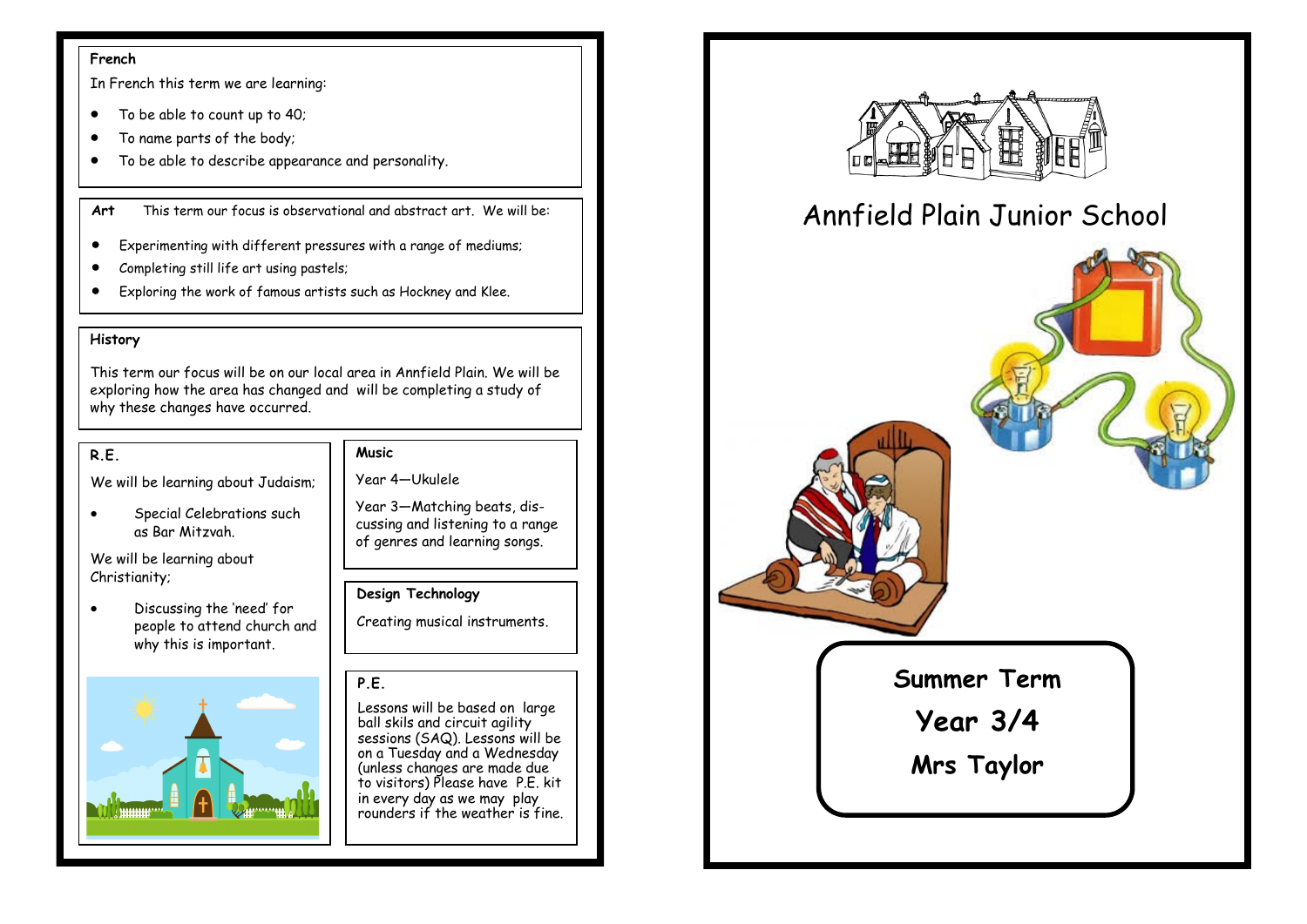# Annfield Plain Junior School

## Summer Term

## Year 3/4

## Mrs Taylor

### French

In French this term we are learning:

- To be able to count up to 40;
- To name parts of the body;
- To be able to describe appearance and personality.

### Art

This term our focus is observational and abstract art. We will be:

- Experimenting with different pressures with a range of mediums;
- Completing still life art using pastels;
- Exploring the work of famous artists such as Hockney and Klee.

### History

This term our focus will be on our local area in Annfield Plain. We will be exploring how the area has changed and will be completing a study of why these changes have occurred.

### R.E.

We will be learning about Judaism;

- Special Celebrations such as Bar Mitzvah.

We will be learning about Christianity;

- Discussing the 'need' for people to attend church and why this is important.

### Music

Year 4—Ukulele

Year 3—Matching beats, discussing and listening to a range of genres and learning songs.

### Design Technology

Creating musical instruments.

### P.E.

Lessons will be based on large ball skils and circuit agility sessions (SAQ). Lessons will be on a Tuesday and a Wednesday (unless changes are made due to visitors) Please have P.E. kit in every day as we may play rounders if the weather is fine.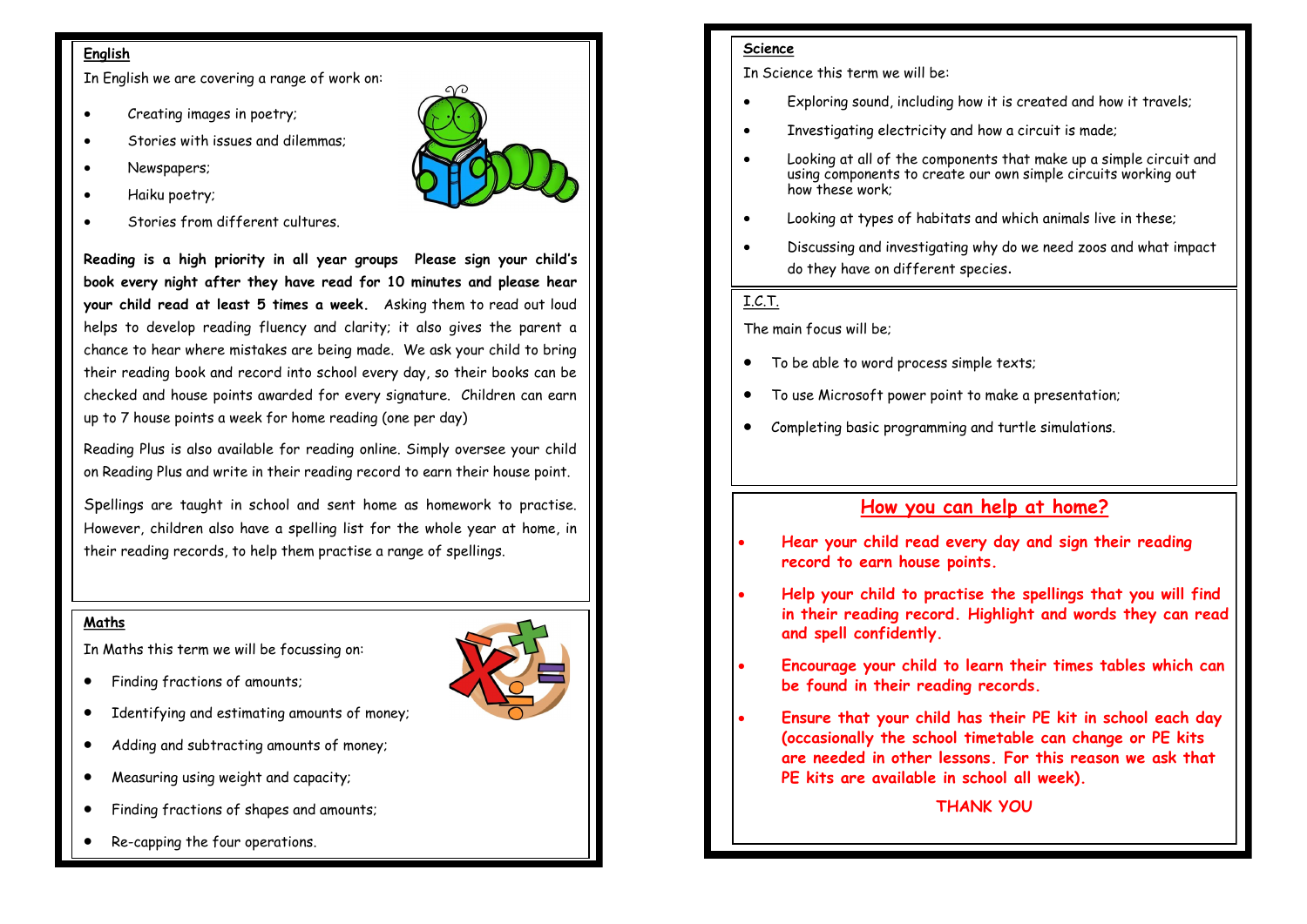## English

In English we are covering a range of work on:

- Creating images in poetry;
- Stories with issues and dilemmas;
- Newspapers;
- Haiku poetry;
- Stories from different cultures.

**Reading is a high priority in all year groups Please sign your child's book every night after they have read for 10 minutes and please hear your child read at least 5 times a week.** Asking them to read out loud helps to develop reading fluency and clarity; it also gives the parent a chance to hear where mistakes are being made. We ask your child to bring their reading book and record into school every day, so their books can be checked and house points awarded for every signature. Children can earn up to 7 house points a week for home reading (one per day)

Reading Plus is also available for reading online. Simply oversee your child on Reading Plus and write in their reading record to earn their house point.

Spellings are taught in school and sent home as homework to practise. However, children also have a spelling list for the whole year at home, in their reading records, to help them practise a range of spellings.

## Maths

In Maths this term we will be focussing on:

- Finding fractions of amounts;
- Identifying and estimating amounts of money;
- Adding and subtracting amounts of money;
- Measuring using weight and capacity;
- Finding fractions of shapes and amounts;
- Re-capping the four operations.

## Science

In Science this term we will be:

- Exploring sound, including how it is created and how it travels;
- Investigating electricity and how a circuit is made;
- Looking at all of the components that make up a simple circuit and using components to create our own simple circuits working out how these work;
- Looking at types of habitats and which animals live in these;
- Discussing and investigating why do we need zoos and what impact do they have on different species.

## I.C.T.

The main focus will be;

- To be able to word process simple texts;
- To use Microsoft power point to make a presentation;
- Completing basic programming and turtle simulations.

## How you can help at home?

- **Hear your child read every day and sign their reading record to earn house points.**
- **Help your child to practise the spellings that you will find in their reading record. Highlight and words they can read and spell confidently.**
- **Encourage your child to learn their times tables which can be found in their reading records.**
- **Ensure that your child has their PE kit in school each day (occasionally the school timetable can change or PE kits are needed in other lessons. For this reason we ask that PE kits are available in school all week).**

**THANK YOU**